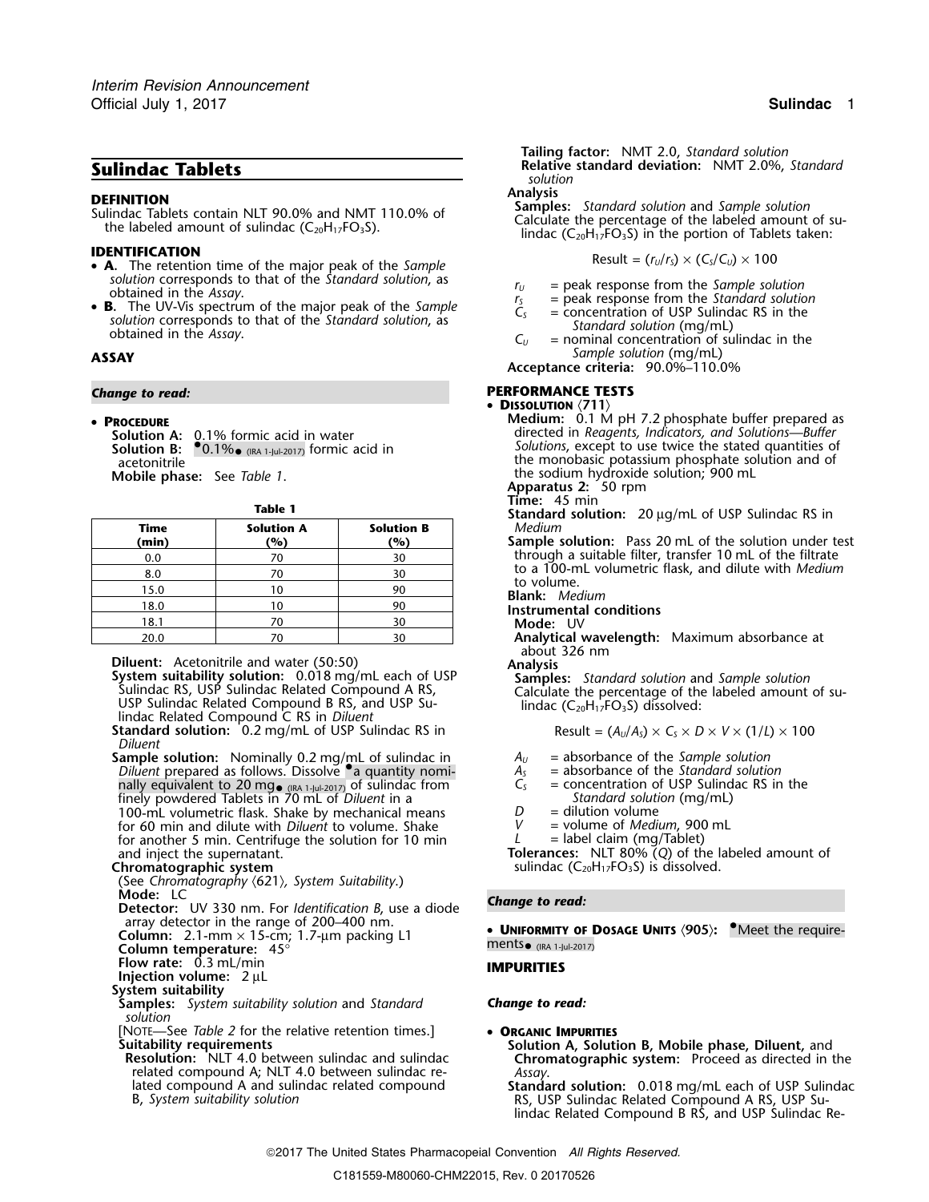# Sulindac Tablets

## DEFINITION

Sulindac Tablets contain NLT 90.0% and NMT 110.0% of the labeled amount of sulindac ($C_{20}H_{17}FO_3S$).

## IDENTIFICATION

- **A.** The retention time of the major peak of the *Sample solution* corresponds to that of the *Standard solution*, as obtained in the *Assay*.
- **B.** The UV-Vis spectrum of the major peak of the *Sample solution* corresponds to that of the *Standard solution*, as obtained in the *Assay*.

## ASSAY

***Change to read:***

- **Procedure**

  **Solution A:** 0.1% formic acid in water

  **Solution B:** •0.1%• (IRA 1-Jul-2017) formic acid in acetonitrile

  **Mobile phase:** See *Table 1*.

**Table 1**

| Time (min) | Solution A (%) | Solution B (%) |
|---|---|---|
| 0.0 | 70 | 30 |
| 8.0 | 70 | 30 |
| 15.0 | 10 | 90 |
| 18.0 | 10 | 90 |
| 18.1 | 70 | 30 |
| 20.0 | 70 | 30 |

**Diluent:** Acetonitrile and water (50:50)

**System suitability solution:** 0.018 mg/mL each of USP Sulindac RS, USP Sulindac Related Compound A RS, USP Sulindac Related Compound B RS, and USP Sulindac Related Compound C RS in *Diluent*

**Standard solution:** 0.2 mg/mL of USP Sulindac RS in *Diluent*

**Sample solution:** Nominally 0.2 mg/mL of sulindac in *Diluent* prepared as follows. Dissolve •a quantity nominally equivalent to 20 mg• (IRA 1-Jul-2017) of sulindac from finely powdered Tablets in 70 mL of *Diluent* in a 100-mL volumetric flask. Shake by mechanical means for 60 min and dilute with *Diluent* to volume. Shake for another 5 min. Centrifuge the solution for 10 min and inject the supernatant.

**Chromatographic system**

(See *Chromatography* ⟨621⟩, *System Suitability*.)

**Mode:** LC

**Detector:** UV 330 nm. For *Identification B*, use a diode array detector in the range of 200–400 nm.

**Column:** 2.1-mm × 15-cm; 1.7-µm packing L1

**Column temperature:** 45°

**Flow rate:** 0.3 mL/min

**Injection volume:** 2 µL

**System suitability**

**Samples:** *System suitability solution* and *Standard solution*

[Note—See *Table 2* for the relative retention times.]

**Suitability requirements**

**Resolution:** NLT 4.0 between sulindac and sulindac related compound A; NLT 4.0 between sulindac related compound A and sulindac related compound B, *System suitability solution*

**Tailing factor:** NMT 2.0, *Standard solution*

**Relative standard deviation:** NMT 2.0%, *Standard solution*

**Analysis**

**Samples:** *Standard solution* and *Sample solution*

Calculate the percentage of the labeled amount of sulindac ($C_{20}H_{17}FO_3S$) in the portion of Tablets taken:

$$\text{Result} = (r_U/r_S) \times (C_S/C_U) \times 100$$

$r_U$ = peak response from the *Sample solution*

$r_S$ = peak response from the *Standard solution*

$C_S$ = concentration of USP Sulindac RS in the *Standard solution* (mg/mL)

$C_U$ = nominal concentration of sulindac in the *Sample solution* (mg/mL)

**Acceptance criteria:** 90.0%–110.0%

## PERFORMANCE TESTS

- **Dissolution** ⟨711⟩

  **Medium:** 0.1 M pH 7.2 phosphate buffer prepared as directed in *Reagents, Indicators, and Solutions—Buffer Solutions*, except to use twice the stated quantities of the monobasic potassium phosphate solution and of the sodium hydroxide solution; 900 mL

  **Apparatus 2:** 50 rpm

  **Time:** 45 min

  **Standard solution:** 20 µg/mL of USP Sulindac RS in *Medium*

  **Sample solution:** Pass 20 mL of the solution under test through a suitable filter, transfer 10 mL of the filtrate to a 100-mL volumetric flask, and dilute with *Medium* to volume.

  **Blank:** *Medium*

  **Instrumental conditions**

  **Mode:** UV

  **Analytical wavelength:** Maximum absorbance at about 326 nm

  **Analysis**

  **Samples:** *Standard solution* and *Sample solution*

  Calculate the percentage of the labeled amount of sulindac ($C_{20}H_{17}FO_3S$) dissolved:

  $$\text{Result} = (A_U/A_S) \times C_S \times D \times V \times (1/L) \times 100$$

  $A_U$ = absorbance of the *Sample solution*

  $A_S$ = absorbance of the *Standard solution*

  $C_S$ = concentration of USP Sulindac RS in the *Standard solution* (mg/mL)

  $D$ = dilution volume

  $V$ = volume of *Medium*, 900 mL

  $L$ = label claim (mg/Tablet)

  **Tolerances:** NLT 80% (*Q*) of the labeled amount of sulindac ($C_{20}H_{17}FO_3S$) is dissolved.

***Change to read:***

- **Uniformity of Dosage Units** ⟨905⟩: •Meet the requirements• (IRA 1-Jul-2017)

## IMPURITIES

***Change to read:***

- **Organic Impurities**

  **Solution A, Solution B, Mobile phase, Diluent,** and **Chromatographic system:** Proceed as directed in the *Assay*.

  **Standard solution:** 0.018 mg/mL each of USP Sulindac RS, USP Sulindac Related Compound A RS, USP Sulindac Related Compound B RS, and USP Sulindac Re-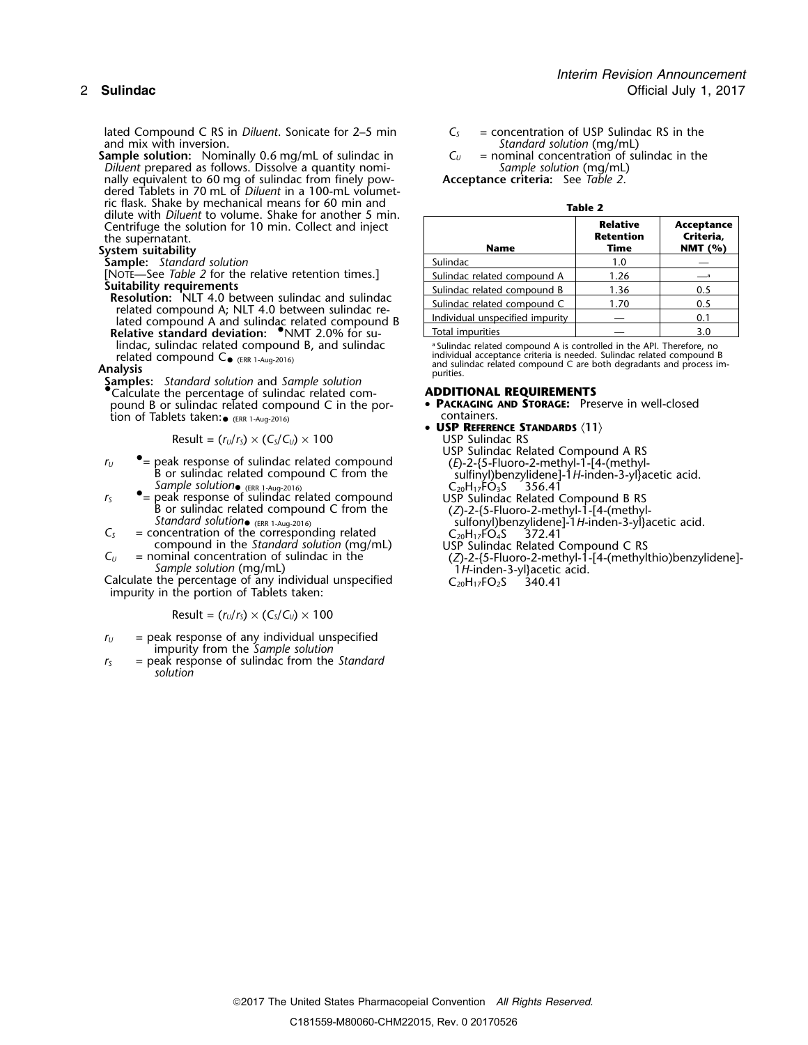lated Compound C RS in *Diluent*. Sonicate for 2–5 min and mix with inversion.

**Sample solution:** Nominally 0.6 mg/mL of sulindac in *Diluent* prepared as follows. Dissolve a quantity nominally equivalent to 60 mg of sulindac from finely powdered Tablets in 70 mL of *Diluent* in a 100-mL volumetric flask. Shake by mechanical means for 60 min and dilute with *Diluent* to volume. Shake for another 5 min. Centrifuge the solution for 10 min. Collect and inject the supernatant.

**System suitability**

**Sample:** *Standard solution*

[NOTE—See *Table 2* for the relative retention times.]

**Suitability requirements**

**Resolution:** NLT 4.0 between sulindac and sulindac related compound A; NLT 4.0 between sulindac related compound A and sulindac related compound B

**Relative standard deviation:** •NMT 2.0% for sulindac, sulindac related compound B, and sulindac related compound C• (ERR 1-Aug-2016)

**Analysis**

**Samples:** *Standard solution* and *Sample solution*

•Calculate the percentage of sulindac related compound B or sulindac related compound C in the portion of Tablets taken:• (ERR 1-Aug-2016)

$$\text{Result} = (r_U/r_S) \times (C_S/C_U) \times 100$$

$r_U$ •= peak response of sulindac related compound B or sulindac related compound C from the *Sample solution*• (ERR 1-Aug-2016)

$r_S$ •= peak response of sulindac related compound B or sulindac related compound C from the *Standard solution*• (ERR 1-Aug-2016)

$C_S$ = concentration of the corresponding related compound in the *Standard solution* (mg/mL)

$C_U$ = nominal concentration of sulindac in the *Sample solution* (mg/mL)

Calculate the percentage of any individual unspecified impurity in the portion of Tablets taken:

$$\text{Result} = (r_U/r_S) \times (C_S/C_U) \times 100$$

$r_U$ = peak response of any individual unspecified impurity from the *Sample solution*

$r_S$ = peak response of sulindac from the *Standard solution*

$C_S$ = concentration of USP Sulindac RS in the *Standard solution* (mg/mL)

$C_U$ = nominal concentration of sulindac in the *Sample solution* (mg/mL)

**Acceptance criteria:** See *Table 2*.

**Table 2**

| Name | Relative Retention Time | Acceptance Criteria, NMT (%) |
|---|---|---|
| Sulindac | 1.0 | — |
| Sulindac related compound A | 1.26 | —[a] |
| Sulindac related compound B | 1.36 | 0.5 |
| Sulindac related compound C | 1.70 | 0.5 |
| Individual unspecified impurity | — | 0.1 |
| Total impurities | — | 3.0 |

[a] Sulindac related compound A is controlled in the API. Therefore, no individual acceptance criteria is needed. Sulindac related compound B and sulindac related compound C are both degradants and process impurities.

## ADDITIONAL REQUIREMENTS

- **PACKAGING AND STORAGE:** Preserve in well-closed containers.
- **USP REFERENCE STANDARDS ⟨11⟩**

  USP Sulindac RS

  USP Sulindac Related Compound A RS
  (*E*)-2-{5-Fluoro-2-methyl-1-[4-(methylsulfinyl)benzylidene]-1*H*-inden-3-yl}acetic acid.
  $C_{20}H_{17}FO_3S$ 356.41

  USP Sulindac Related Compound B RS
  (*Z*)-2-{5-Fluoro-2-methyl-1-[4-(methylsulfonyl)benzylidene]-1*H*-inden-3-yl}acetic acid.
  $C_{20}H_{17}FO_4S$ 372.41

  USP Sulindac Related Compound C RS
  (*Z*)-2-{5-Fluoro-2-methyl-1-[4-(methylthio)benzylidene]-1*H*-inden-3-yl}acetic acid.
  $C_{20}H_{17}FO_2S$ 340.41